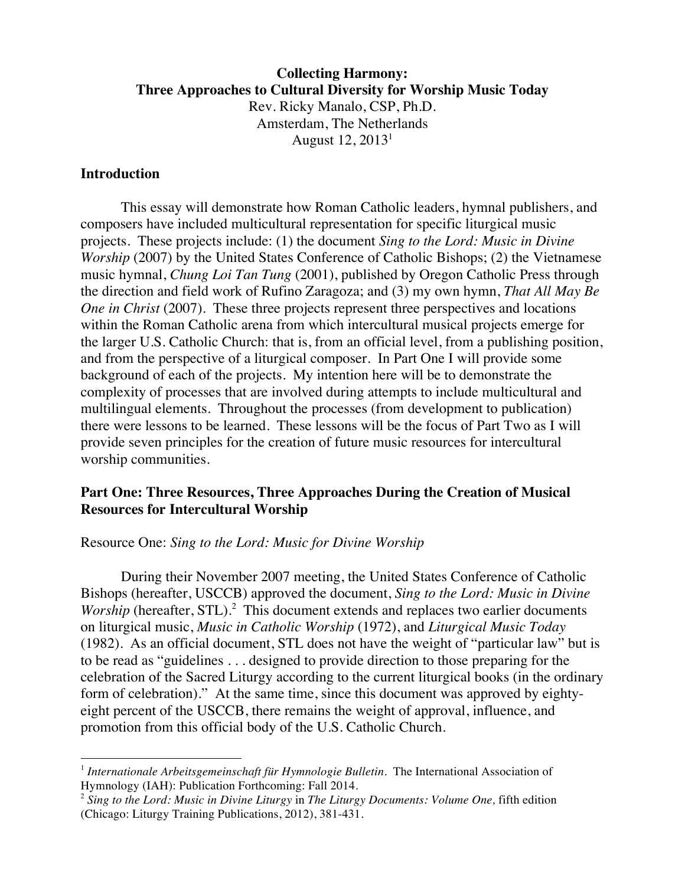**Collecting Harmony:**
**Three Approaches to Cultural Diversity for Worship Music Today**

Rev. Ricky Manalo, CSP, Ph.D.
Amsterdam, The Netherlands
August 12, 2013[1]

## Introduction

This essay will demonstrate how Roman Catholic leaders, hymnal publishers, and composers have included multicultural representation for specific liturgical music projects. These projects include: (1) the document *Sing to the Lord: Music in Divine Worship* (2007) by the United States Conference of Catholic Bishops; (2) the Vietnamese music hymnal, *Chung Loi Tan Tung* (2001), published by Oregon Catholic Press through the direction and field work of Rufino Zaragoza; and (3) my own hymn, *That All May Be One in Christ* (2007). These three projects represent three perspectives and locations within the Roman Catholic arena from which intercultural musical projects emerge for the larger U.S. Catholic Church: that is, from an official level, from a publishing position, and from the perspective of a liturgical composer. In Part One I will provide some background of each of the projects. My intention here will be to demonstrate the complexity of processes that are involved during attempts to include multicultural and multilingual elements. Throughout the processes (from development to publication) there were lessons to be learned. These lessons will be the focus of Part Two as I will provide seven principles for the creation of future music resources for intercultural worship communities.

## Part One: Three Resources, Three Approaches During the Creation of Musical Resources for Intercultural Worship

### Resource One: *Sing to the Lord: Music for Divine Worship*

During their November 2007 meeting, the United States Conference of Catholic Bishops (hereafter, USCCB) approved the document, *Sing to the Lord: Music in Divine Worship* (hereafter, STL).[2] This document extends and replaces two earlier documents on liturgical music, *Music in Catholic Worship* (1972), and *Liturgical Music Today* (1982). As an official document, STL does not have the weight of "particular law" but is to be read as "guidelines . . . designed to provide direction to those preparing for the celebration of the Sacred Liturgy according to the current liturgical books (in the ordinary form of celebration)." At the same time, since this document was approved by eighty-eight percent of the USCCB, there remains the weight of approval, influence, and promotion from this official body of the U.S. Catholic Church.

---

[1] *Internationale Arbeitsgemeinschaft für Hymnologie Bulletin*. The International Association of Hymnology (IAH): Publication Forthcoming: Fall 2014.

[2] *Sing to the Lord: Music in Divine Liturgy* in *The Liturgy Documents: Volume One,* fifth edition (Chicago: Liturgy Training Publications, 2012), 381-431.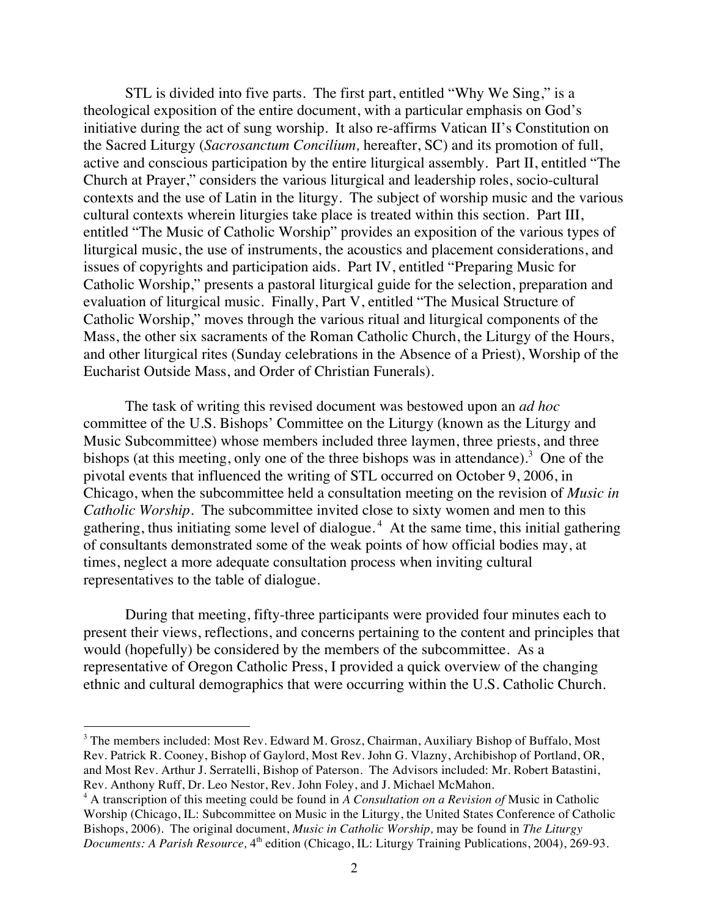STL is divided into five parts. The first part, entitled "Why We Sing," is a theological exposition of the entire document, with a particular emphasis on God's initiative during the act of sung worship. It also re-affirms Vatican II's Constitution on the Sacred Liturgy (*Sacrosanctum Concilium,* hereafter, SC) and its promotion of full, active and conscious participation by the entire liturgical assembly. Part II, entitled "The Church at Prayer," considers the various liturgical and leadership roles, socio-cultural contexts and the use of Latin in the liturgy. The subject of worship music and the various cultural contexts wherein liturgies take place is treated within this section. Part III, entitled "The Music of Catholic Worship" provides an exposition of the various types of liturgical music, the use of instruments, the acoustics and placement considerations, and issues of copyrights and participation aids. Part IV, entitled "Preparing Music for Catholic Worship," presents a pastoral liturgical guide for the selection, preparation and evaluation of liturgical music. Finally, Part V, entitled "The Musical Structure of Catholic Worship," moves through the various ritual and liturgical components of the Mass, the other six sacraments of the Roman Catholic Church, the Liturgy of the Hours, and other liturgical rites (Sunday celebrations in the Absence of a Priest), Worship of the Eucharist Outside Mass, and Order of Christian Funerals).

The task of writing this revised document was bestowed upon an *ad hoc* committee of the U.S. Bishops' Committee on the Liturgy (known as the Liturgy and Music Subcommittee) whose members included three laymen, three priests, and three bishops (at this meeting, only one of the three bishops was in attendance).[3] One of the pivotal events that influenced the writing of STL occurred on October 9, 2006, in Chicago, when the subcommittee held a consultation meeting on the revision of *Music in Catholic Worship*. The subcommittee invited close to sixty women and men to this gathering, thus initiating some level of dialogue.[4] At the same time, this initial gathering of consultants demonstrated some of the weak points of how official bodies may, at times, neglect a more adequate consultation process when inviting cultural representatives to the table of dialogue.

During that meeting, fifty-three participants were provided four minutes each to present their views, reflections, and concerns pertaining to the content and principles that would (hopefully) be considered by the members of the subcommittee. As a representative of Oregon Catholic Press, I provided a quick overview of the changing ethnic and cultural demographics that were occurring within the U.S. Catholic Church.

---

[3] The members included: Most Rev. Edward M. Grosz, Chairman, Auxiliary Bishop of Buffalo, Most Rev. Patrick R. Cooney, Bishop of Gaylord, Most Rev. John G. Vlazny, Archibishop of Portland, OR, and Most Rev. Arthur J. Serratelli, Bishop of Paterson. The Advisors included: Mr. Robert Batastini, Rev. Anthony Ruff, Dr. Leo Nestor, Rev. John Foley, and J. Michael McMahon.

[4] A transcription of this meeting could be found in *A Consultation on a Revision of* Music in Catholic Worship (Chicago, IL: Subcommittee on Music in the Liturgy, the United States Conference of Catholic Bishops, 2006). The original document, *Music in Catholic Worship,* may be found in *The Liturgy Documents: A Parish Resource,* 4th edition (Chicago, IL: Liturgy Training Publications, 2004), 269-93.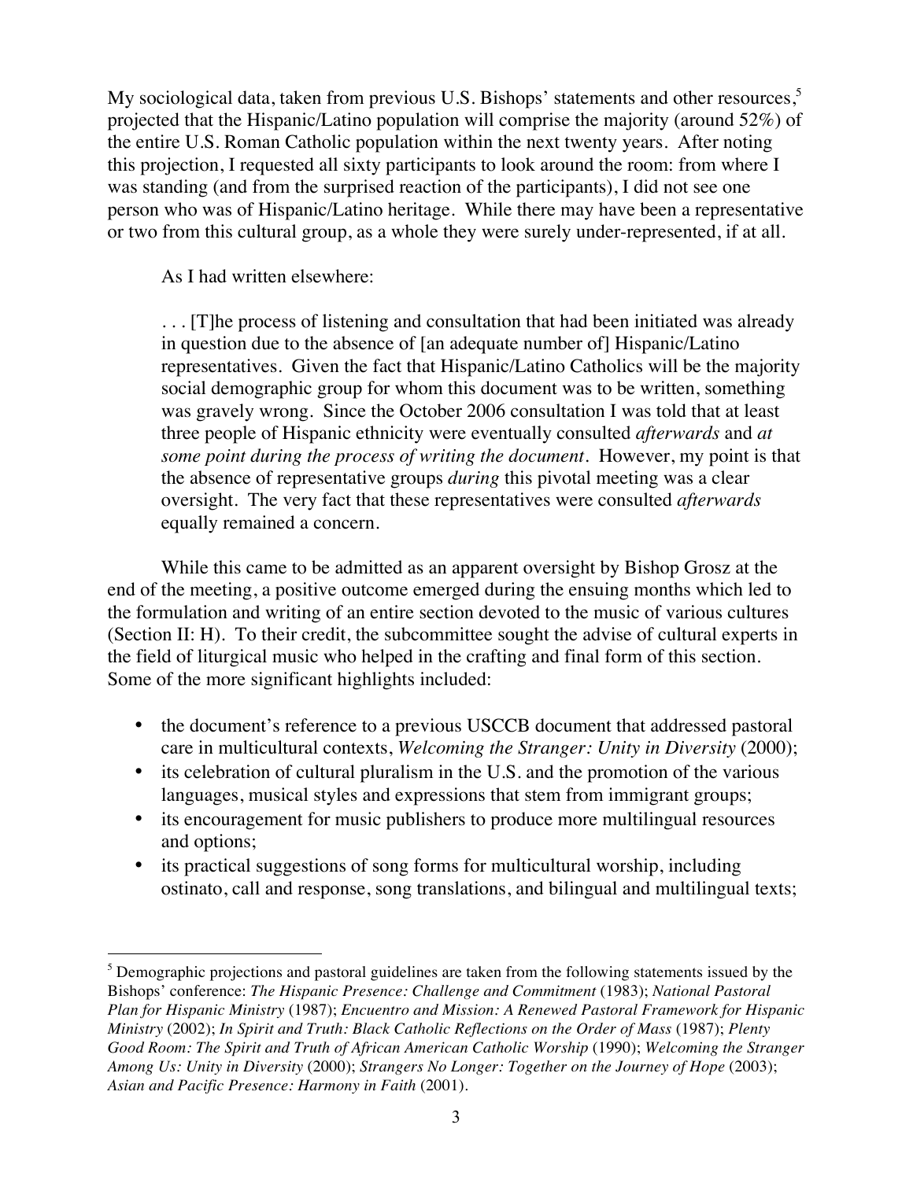My sociological data, taken from previous U.S. Bishops' statements and other resources,[5] projected that the Hispanic/Latino population will comprise the majority (around 52%) of the entire U.S. Roman Catholic population within the next twenty years. After noting this projection, I requested all sixty participants to look around the room: from where I was standing (and from the surprised reaction of the participants), I did not see one person who was of Hispanic/Latino heritage. While there may have been a representative or two from this cultural group, as a whole they were surely under-represented, if at all.

As I had written elsewhere:

> . . . [T]he process of listening and consultation that had been initiated was already in question due to the absence of [an adequate number of] Hispanic/Latino representatives. Given the fact that Hispanic/Latino Catholics will be the majority social demographic group for whom this document was to be written, something was gravely wrong. Since the October 2006 consultation I was told that at least three people of Hispanic ethnicity were eventually consulted *afterwards* and *at some point during the process of writing the document*. However, my point is that the absence of representative groups *during* this pivotal meeting was a clear oversight. The very fact that these representatives were consulted *afterwards* equally remained a concern.

While this came to be admitted as an apparent oversight by Bishop Grosz at the end of the meeting, a positive outcome emerged during the ensuing months which led to the formulation and writing of an entire section devoted to the music of various cultures (Section II: H). To their credit, the subcommittee sought the advise of cultural experts in the field of liturgical music who helped in the crafting and final form of this section. Some of the more significant highlights included:

- the document's reference to a previous USCCB document that addressed pastoral care in multicultural contexts, *Welcoming the Stranger: Unity in Diversity* (2000);
- its celebration of cultural pluralism in the U.S. and the promotion of the various languages, musical styles and expressions that stem from immigrant groups;
- its encouragement for music publishers to produce more multilingual resources and options;
- its practical suggestions of song forms for multicultural worship, including ostinato, call and response, song translations, and bilingual and multilingual texts;

---

[5] Demographic projections and pastoral guidelines are taken from the following statements issued by the Bishops' conference: *The Hispanic Presence: Challenge and Commitment* (1983); *National Pastoral Plan for Hispanic Ministry* (1987); *Encuentro and Mission: A Renewed Pastoral Framework for Hispanic Ministry* (2002); *In Spirit and Truth: Black Catholic Reflections on the Order of Mass* (1987); *Plenty Good Room: The Spirit and Truth of African American Catholic Worship* (1990); *Welcoming the Stranger Among Us: Unity in Diversity* (2000); *Strangers No Longer: Together on the Journey of Hope* (2003); *Asian and Pacific Presence: Harmony in Faith* (2001).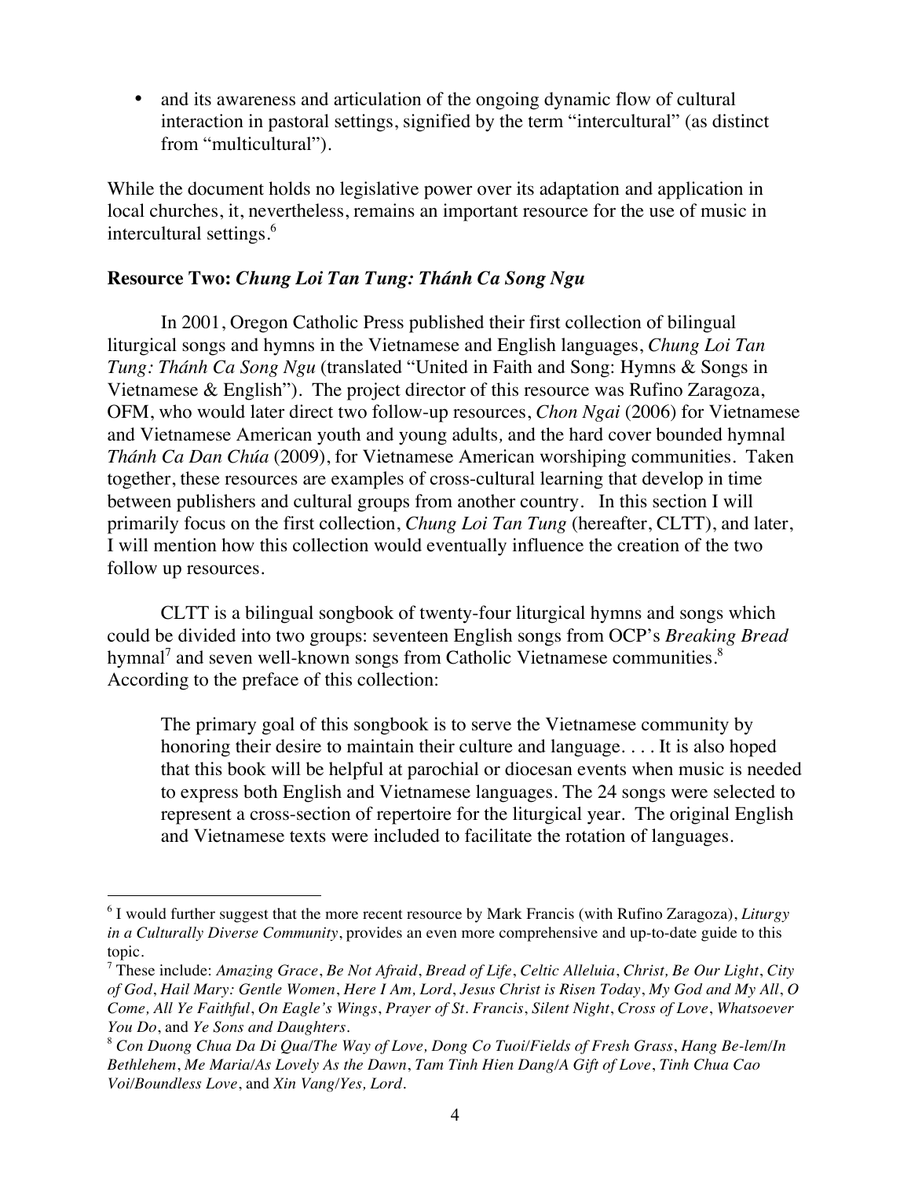- and its awareness and articulation of the ongoing dynamic flow of cultural interaction in pastoral settings, signified by the term "intercultural" (as distinct from "multicultural").

While the document holds no legislative power over its adaptation and application in local churches, it, nevertheless, remains an important resource for the use of music in intercultural settings.[6]

**Resource Two:** ***Chung Loi Tan Tung: Thánh Ca Song Ngu***

In 2001, Oregon Catholic Press published their first collection of bilingual liturgical songs and hymns in the Vietnamese and English languages, *Chung Loi Tan Tung: Thánh Ca Song Ngu* (translated "United in Faith and Song: Hymns & Songs in Vietnamese & English"). The project director of this resource was Rufino Zaragoza, OFM, who would later direct two follow-up resources, *Chon Ngai* (2006) for Vietnamese and Vietnamese American youth and young adults*,* and the hard cover bounded hymnal *Thánh Ca Dan Chúa* (2009), for Vietnamese American worshiping communities. Taken together, these resources are examples of cross-cultural learning that develop in time between publishers and cultural groups from another country. In this section I will primarily focus on the first collection, *Chung Loi Tan Tung* (hereafter, CLTT), and later, I will mention how this collection would eventually influence the creation of the two follow up resources.

CLTT is a bilingual songbook of twenty-four liturgical hymns and songs which could be divided into two groups: seventeen English songs from OCP's *Breaking Bread* hymnal[7] and seven well-known songs from Catholic Vietnamese communities.[8] According to the preface of this collection:

> The primary goal of this songbook is to serve the Vietnamese community by honoring their desire to maintain their culture and language. . . . It is also hoped that this book will be helpful at parochial or diocesan events when music is needed to express both English and Vietnamese languages. The 24 songs were selected to represent a cross-section of repertoire for the liturgical year. The original English and Vietnamese texts were included to facilitate the rotation of languages.

---

[6] I would further suggest that the more recent resource by Mark Francis (with Rufino Zaragoza), *Liturgy in a Culturally Diverse Community*, provides an even more comprehensive and up-to-date guide to this topic.

[7] These include: *Amazing Grace*, *Be Not Afraid*, *Bread of Life*, *Celtic Alleluia*, *Christ, Be Our Light*, *City of God*, *Hail Mary: Gentle Women*, *Here I Am, Lord*, *Jesus Christ is Risen Today*, *My God and My All*, *O Come, All Ye Faithful*, *On Eagle's Wings*, *Prayer of St. Francis*, *Silent Night*, *Cross of Love*, *Whatsoever You Do*, and *Ye Sons and Daughters*.

[8] *Con Duong Chua Da Di Qua/The Way of Love, Dong Co Tuoi/Fields of Fresh Grass*, *Hang Be-lem/In Bethlehem*, *Me Maria/As Lovely As the Dawn*, *Tam Tinh Hien Dang/A Gift of Love*, *Tinh Chua Cao Voi/Boundless Love*, and *Xin Vang/Yes, Lord*.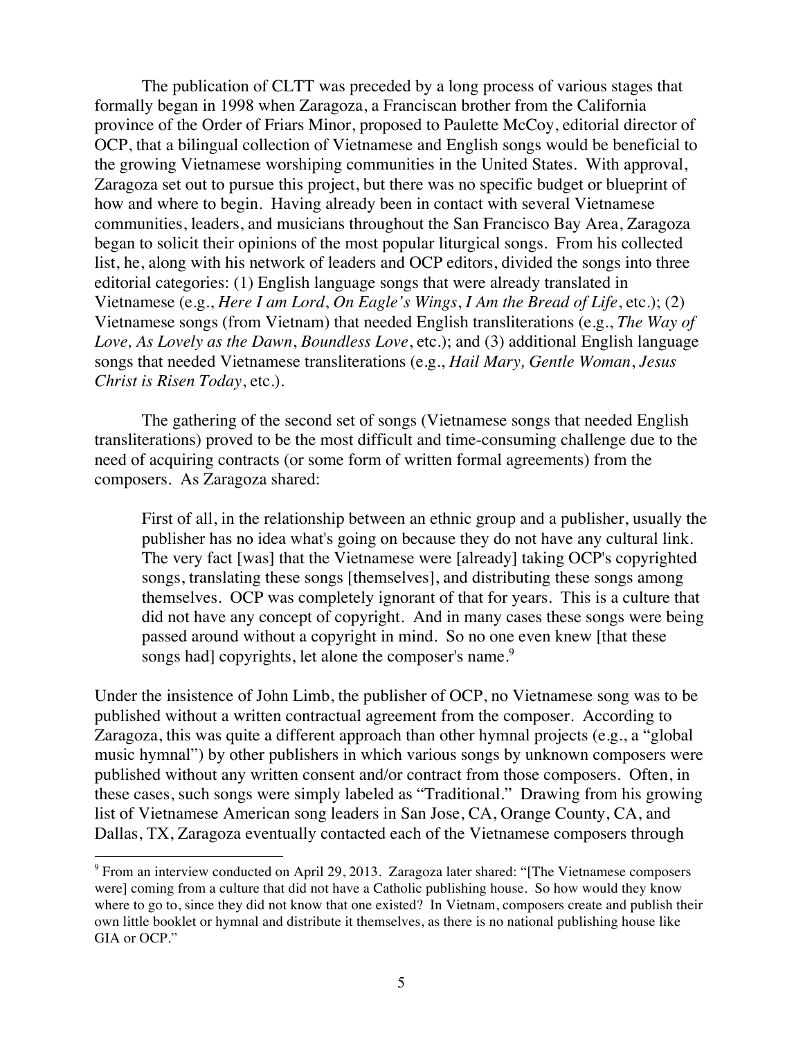The publication of CLTT was preceded by a long process of various stages that formally began in 1998 when Zaragoza, a Franciscan brother from the California province of the Order of Friars Minor, proposed to Paulette McCoy, editorial director of OCP, that a bilingual collection of Vietnamese and English songs would be beneficial to the growing Vietnamese worshiping communities in the United States. With approval, Zaragoza set out to pursue this project, but there was no specific budget or blueprint of how and where to begin. Having already been in contact with several Vietnamese communities, leaders, and musicians throughout the San Francisco Bay Area, Zaragoza began to solicit their opinions of the most popular liturgical songs. From his collected list, he, along with his network of leaders and OCP editors, divided the songs into three editorial categories: (1) English language songs that were already translated in Vietnamese (e.g., *Here I am Lord*, *On Eagle's Wings*, *I Am the Bread of Life*, etc.); (2) Vietnamese songs (from Vietnam) that needed English transliterations (e.g., *The Way of Love, As Lovely as the Dawn*, *Boundless Love*, etc.); and (3) additional English language songs that needed Vietnamese transliterations (e.g., *Hail Mary, Gentle Woman*, *Jesus Christ is Risen Today*, etc.).

The gathering of the second set of songs (Vietnamese songs that needed English transliterations) proved to be the most difficult and time-consuming challenge due to the need of acquiring contracts (or some form of written formal agreements) from the composers. As Zaragoza shared:

> First of all, in the relationship between an ethnic group and a publisher, usually the publisher has no idea what's going on because they do not have any cultural link. The very fact [was] that the Vietnamese were [already] taking OCP's copyrighted songs, translating these songs [themselves], and distributing these songs among themselves. OCP was completely ignorant of that for years. This is a culture that did not have any concept of copyright. And in many cases these songs were being passed around without a copyright in mind. So no one even knew [that these songs had] copyrights, let alone the composer's name.[9]

Under the insistence of John Limb, the publisher of OCP, no Vietnamese song was to be published without a written contractual agreement from the composer. According to Zaragoza, this was quite a different approach than other hymnal projects (e.g., a "global music hymnal") by other publishers in which various songs by unknown composers were published without any written consent and/or contract from those composers. Often, in these cases, such songs were simply labeled as "Traditional." Drawing from his growing list of Vietnamese American song leaders in San Jose, CA, Orange County, CA, and Dallas, TX, Zaragoza eventually contacted each of the Vietnamese composers through

---

[9] From an interview conducted on April 29, 2013. Zaragoza later shared: "[The Vietnamese composers were] coming from a culture that did not have a Catholic publishing house. So how would they know where to go to, since they did not know that one existed? In Vietnam, composers create and publish their own little booklet or hymnal and distribute it themselves, as there is no national publishing house like GIA or OCP."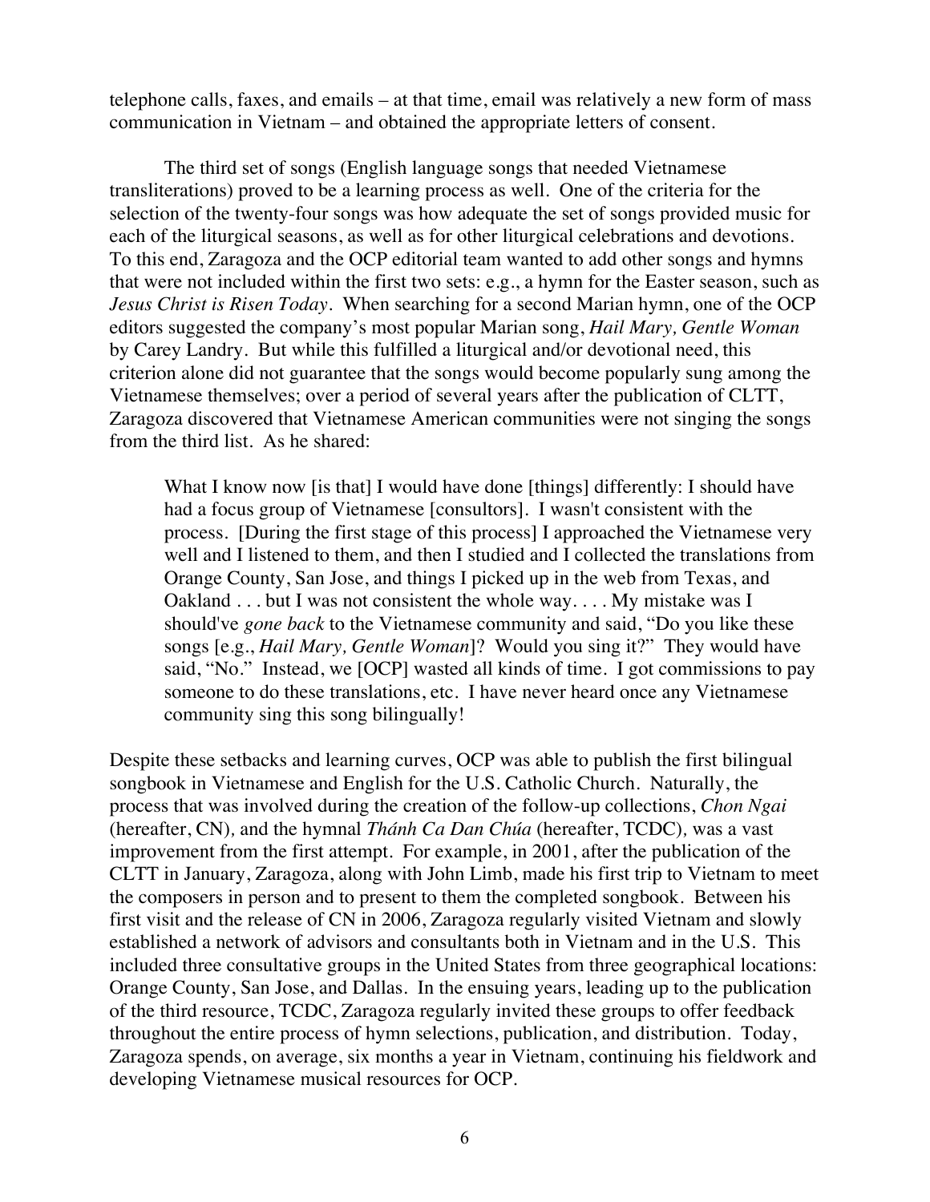telephone calls, faxes, and emails – at that time, email was relatively a new form of mass communication in Vietnam – and obtained the appropriate letters of consent.

The third set of songs (English language songs that needed Vietnamese transliterations) proved to be a learning process as well. One of the criteria for the selection of the twenty-four songs was how adequate the set of songs provided music for each of the liturgical seasons, as well as for other liturgical celebrations and devotions. To this end, Zaragoza and the OCP editorial team wanted to add other songs and hymns that were not included within the first two sets: e.g., a hymn for the Easter season, such as *Jesus Christ is Risen Today*. When searching for a second Marian hymn, one of the OCP editors suggested the company's most popular Marian song, *Hail Mary, Gentle Woman* by Carey Landry. But while this fulfilled a liturgical and/or devotional need, this criterion alone did not guarantee that the songs would become popularly sung among the Vietnamese themselves; over a period of several years after the publication of CLTT, Zaragoza discovered that Vietnamese American communities were not singing the songs from the third list. As he shared:

> What I know now [is that] I would have done [things] differently: I should have had a focus group of Vietnamese [consultors]. I wasn't consistent with the process. [During the first stage of this process] I approached the Vietnamese very well and I listened to them, and then I studied and I collected the translations from Orange County, San Jose, and things I picked up in the web from Texas, and Oakland . . . but I was not consistent the whole way. . . . My mistake was I should've *gone back* to the Vietnamese community and said, "Do you like these songs [e.g., *Hail Mary, Gentle Woman*]? Would you sing it?" They would have said, "No." Instead, we [OCP] wasted all kinds of time. I got commissions to pay someone to do these translations, etc. I have never heard once any Vietnamese community sing this song bilingually!

Despite these setbacks and learning curves, OCP was able to publish the first bilingual songbook in Vietnamese and English for the U.S. Catholic Church. Naturally, the process that was involved during the creation of the follow-up collections, *Chon Ngai* (hereafter, CN), and the hymnal *Thánh Ca Dan Chúa* (hereafter, TCDC), was a vast improvement from the first attempt. For example, in 2001, after the publication of the CLTT in January, Zaragoza, along with John Limb, made his first trip to Vietnam to meet the composers in person and to present to them the completed songbook. Between his first visit and the release of CN in 2006, Zaragoza regularly visited Vietnam and slowly established a network of advisors and consultants both in Vietnam and in the U.S. This included three consultative groups in the United States from three geographical locations: Orange County, San Jose, and Dallas. In the ensuing years, leading up to the publication of the third resource, TCDC, Zaragoza regularly invited these groups to offer feedback throughout the entire process of hymn selections, publication, and distribution. Today, Zaragoza spends, on average, six months a year in Vietnam, continuing his fieldwork and developing Vietnamese musical resources for OCP.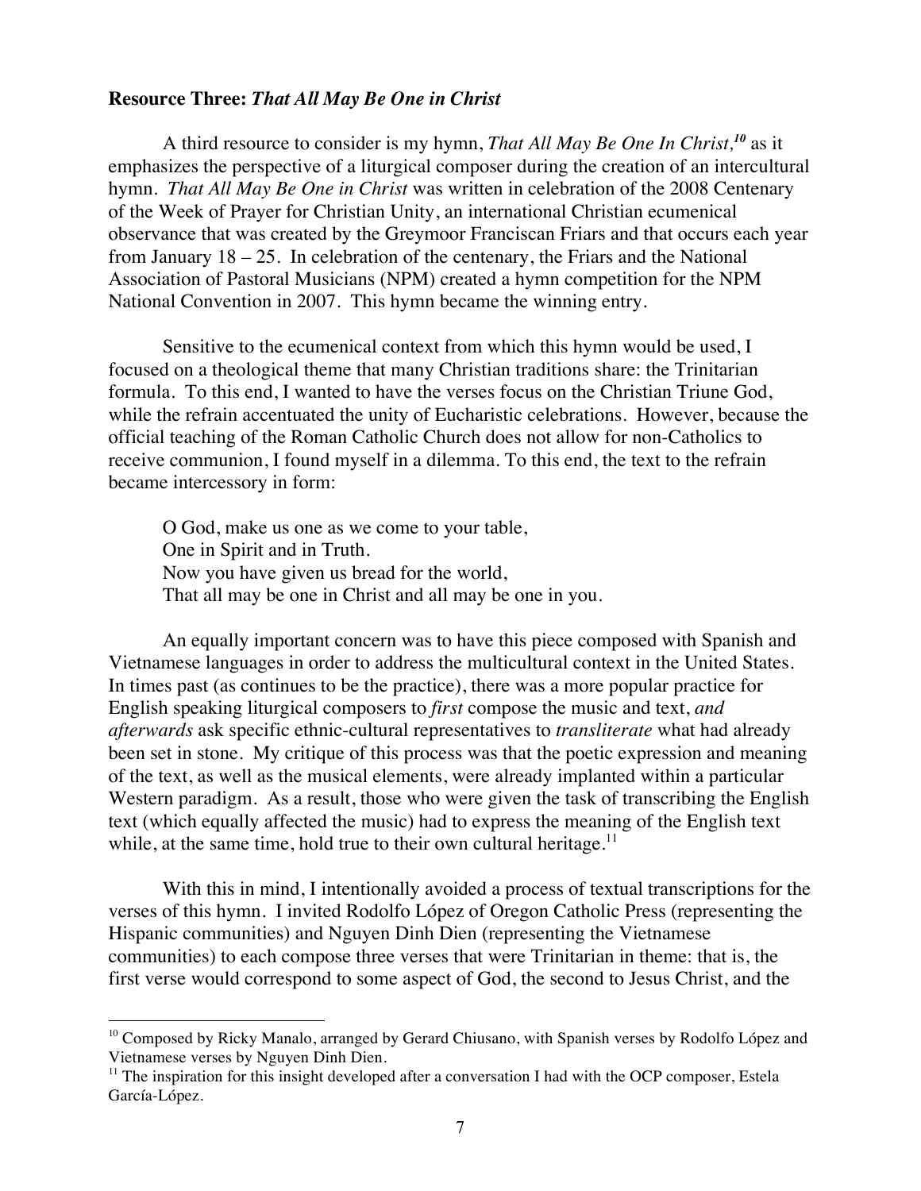**Resource Three: *That All May Be One in Christ***

A third resource to consider is my hymn, *That All May Be One In Christ,*[10] as it emphasizes the perspective of a liturgical composer during the creation of an intercultural hymn. *That All May Be One in Christ* was written in celebration of the 2008 Centenary of the Week of Prayer for Christian Unity, an international Christian ecumenical observance that was created by the Greymoor Franciscan Friars and that occurs each year from January 18 – 25. In celebration of the centenary, the Friars and the National Association of Pastoral Musicians (NPM) created a hymn competition for the NPM National Convention in 2007. This hymn became the winning entry.

Sensitive to the ecumenical context from which this hymn would be used, I focused on a theological theme that many Christian traditions share: the Trinitarian formula. To this end, I wanted to have the verses focus on the Christian Triune God, while the refrain accentuated the unity of Eucharistic celebrations. However, because the official teaching of the Roman Catholic Church does not allow for non-Catholics to receive communion, I found myself in a dilemma. To this end, the text to the refrain became intercessory in form:

> O God, make us one as we come to your table,
> One in Spirit and in Truth.
> Now you have given us bread for the world,
> That all may be one in Christ and all may be one in you.

An equally important concern was to have this piece composed with Spanish and Vietnamese languages in order to address the multicultural context in the United States. In times past (as continues to be the practice), there was a more popular practice for English speaking liturgical composers to *first* compose the music and text, *and afterwards* ask specific ethnic-cultural representatives to *transliterate* what had already been set in stone. My critique of this process was that the poetic expression and meaning of the text, as well as the musical elements, were already implanted within a particular Western paradigm. As a result, those who were given the task of transcribing the English text (which equally affected the music) had to express the meaning of the English text while, at the same time, hold true to their own cultural heritage.[11]

With this in mind, I intentionally avoided a process of textual transcriptions for the verses of this hymn. I invited Rodolfo López of Oregon Catholic Press (representing the Hispanic communities) and Nguyen Dinh Dien (representing the Vietnamese communities) to each compose three verses that were Trinitarian in theme: that is, the first verse would correspond to some aspect of God, the second to Jesus Christ, and the

---

[10] Composed by Ricky Manalo, arranged by Gerard Chiusano, with Spanish verses by Rodolfo López and Vietnamese verses by Nguyen Dinh Dien.

[11] The inspiration for this insight developed after a conversation I had with the OCP composer, Estela García-López.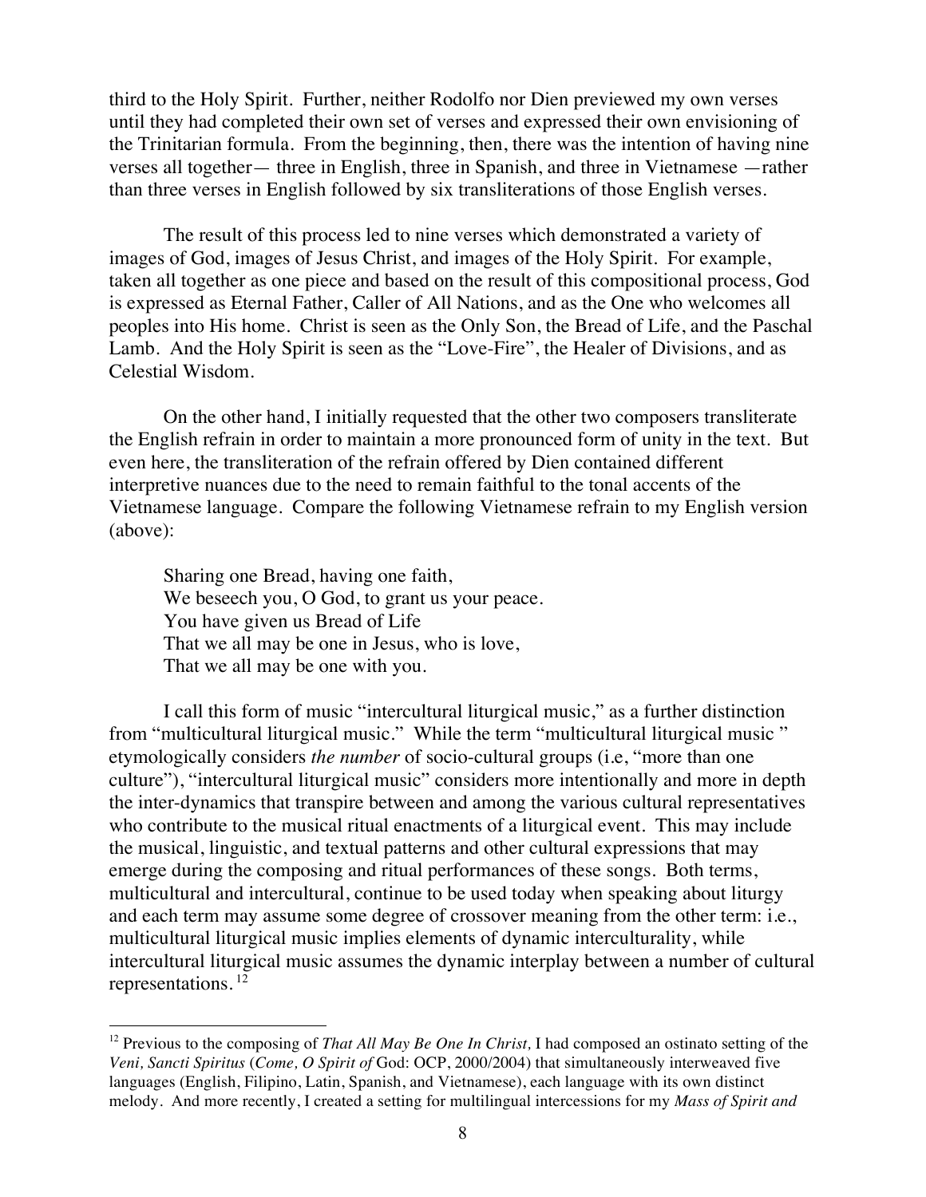third to the Holy Spirit. Further, neither Rodolfo nor Dien previewed my own verses until they had completed their own set of verses and expressed their own envisioning of the Trinitarian formula. From the beginning, then, there was the intention of having nine verses all together— three in English, three in Spanish, and three in Vietnamese —rather than three verses in English followed by six transliterations of those English verses.

The result of this process led to nine verses which demonstrated a variety of images of God, images of Jesus Christ, and images of the Holy Spirit. For example, taken all together as one piece and based on the result of this compositional process, God is expressed as Eternal Father, Caller of All Nations, and as the One who welcomes all peoples into His home. Christ is seen as the Only Son, the Bread of Life, and the Paschal Lamb. And the Holy Spirit is seen as the "Love-Fire", the Healer of Divisions, and as Celestial Wisdom.

On the other hand, I initially requested that the other two composers transliterate the English refrain in order to maintain a more pronounced form of unity in the text. But even here, the transliteration of the refrain offered by Dien contained different interpretive nuances due to the need to remain faithful to the tonal accents of the Vietnamese language. Compare the following Vietnamese refrain to my English version (above):

> Sharing one Bread, having one faith,
> We beseech you, O God, to grant us your peace.
> You have given us Bread of Life
> That we all may be one in Jesus, who is love,
> That we all may be one with you.

I call this form of music "intercultural liturgical music," as a further distinction from "multicultural liturgical music." While the term "multicultural liturgical music " etymologically considers *the number* of socio-cultural groups (i.e, "more than one culture"), "intercultural liturgical music" considers more intentionally and more in depth the inter-dynamics that transpire between and among the various cultural representatives who contribute to the musical ritual enactments of a liturgical event. This may include the musical, linguistic, and textual patterns and other cultural expressions that may emerge during the composing and ritual performances of these songs. Both terms, multicultural and intercultural, continue to be used today when speaking about liturgy and each term may assume some degree of crossover meaning from the other term: i.e., multicultural liturgical music implies elements of dynamic interculturality, while intercultural liturgical music assumes the dynamic interplay between a number of cultural representations.[12]

---

[12] Previous to the composing of *That All May Be One In Christ,* I had composed an ostinato setting of the *Veni, Sancti Spiritus* (*Come, O Spirit of* God: OCP, 2000/2004) that simultaneously interweaved five languages (English, Filipino, Latin, Spanish, and Vietnamese), each language with its own distinct melody. And more recently, I created a setting for multilingual intercessions for my *Mass of Spirit and*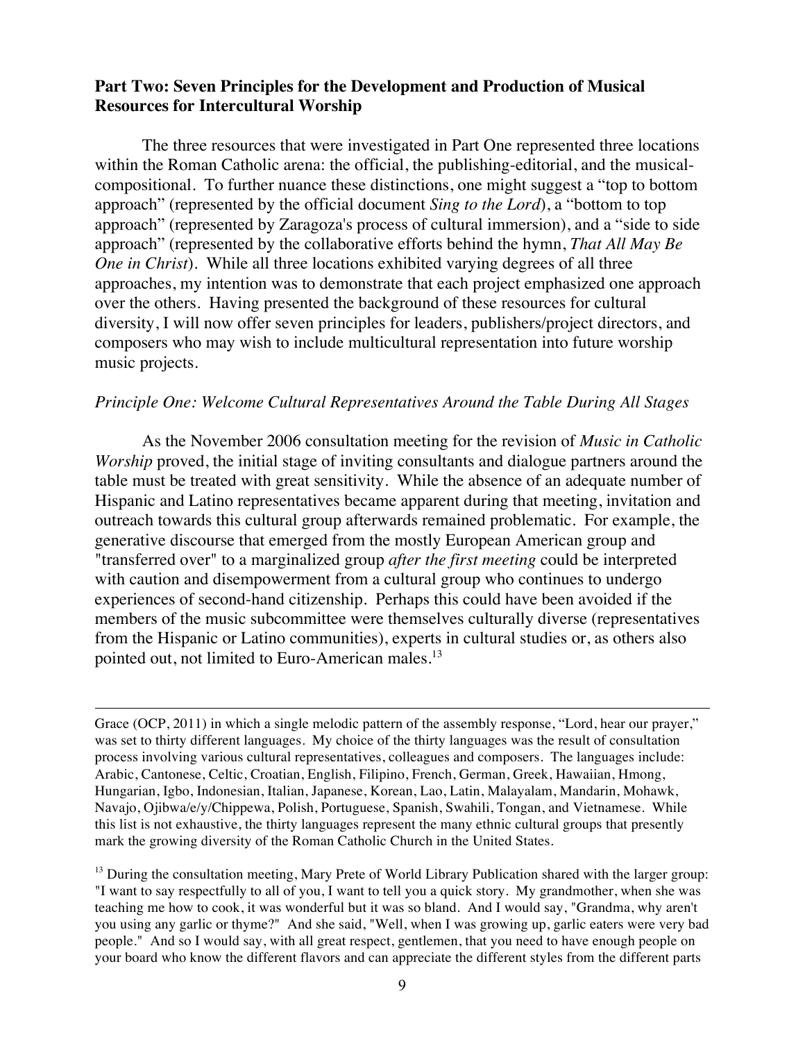## Part Two: Seven Principles for the Development and Production of Musical Resources for Intercultural Worship

The three resources that were investigated in Part One represented three locations within the Roman Catholic arena: the official, the publishing-editorial, and the musical-compositional. To further nuance these distinctions, one might suggest a "top to bottom approach" (represented by the official document *Sing to the Lord*), a "bottom to top approach" (represented by Zaragoza's process of cultural immersion), and a "side to side approach" (represented by the collaborative efforts behind the hymn, *That All May Be One in Christ*). While all three locations exhibited varying degrees of all three approaches, my intention was to demonstrate that each project emphasized one approach over the others. Having presented the background of these resources for cultural diversity, I will now offer seven principles for leaders, publishers/project directors, and composers who may wish to include multicultural representation into future worship music projects.

### *Principle One: Welcome Cultural Representatives Around the Table During All Stages*

As the November 2006 consultation meeting for the revision of *Music in Catholic Worship* proved, the initial stage of inviting consultants and dialogue partners around the table must be treated with great sensitivity. While the absence of an adequate number of Hispanic and Latino representatives became apparent during that meeting, invitation and outreach towards this cultural group afterwards remained problematic. For example, the generative discourse that emerged from the mostly European American group and "transferred over" to a marginalized group *after the first meeting* could be interpreted with caution and disempowerment from a cultural group who continues to undergo experiences of second-hand citizenship. Perhaps this could have been avoided if the members of the music subcommittee were themselves culturally diverse (representatives from the Hispanic or Latino communities), experts in cultural studies or, as others also pointed out, not limited to Euro-American males.[13]

---

Grace (OCP, 2011) in which a single melodic pattern of the assembly response, "Lord, hear our prayer," was set to thirty different languages. My choice of the thirty languages was the result of consultation process involving various cultural representatives, colleagues and composers. The languages include: Arabic, Cantonese, Celtic, Croatian, English, Filipino, French, German, Greek, Hawaiian, Hmong, Hungarian, Igbo, Indonesian, Italian, Japanese, Korean, Lao, Latin, Malayalam, Mandarin, Mohawk, Navajo, Ojibwa/e/y/Chippewa, Polish, Portuguese, Spanish, Swahili, Tongan, and Vietnamese. While this list is not exhaustive, the thirty languages represent the many ethnic cultural groups that presently mark the growing diversity of the Roman Catholic Church in the United States.

[13] During the consultation meeting, Mary Prete of World Library Publication shared with the larger group: "I want to say respectfully to all of you, I want to tell you a quick story. My grandmother, when she was teaching me how to cook, it was wonderful but it was so bland. And I would say, "Grandma, why aren't you using any garlic or thyme?" And she said, "Well, when I was growing up, garlic eaters were very bad people." And so I would say, with all great respect, gentlemen, that you need to have enough people on your board who know the different flavors and can appreciate the different styles from the different parts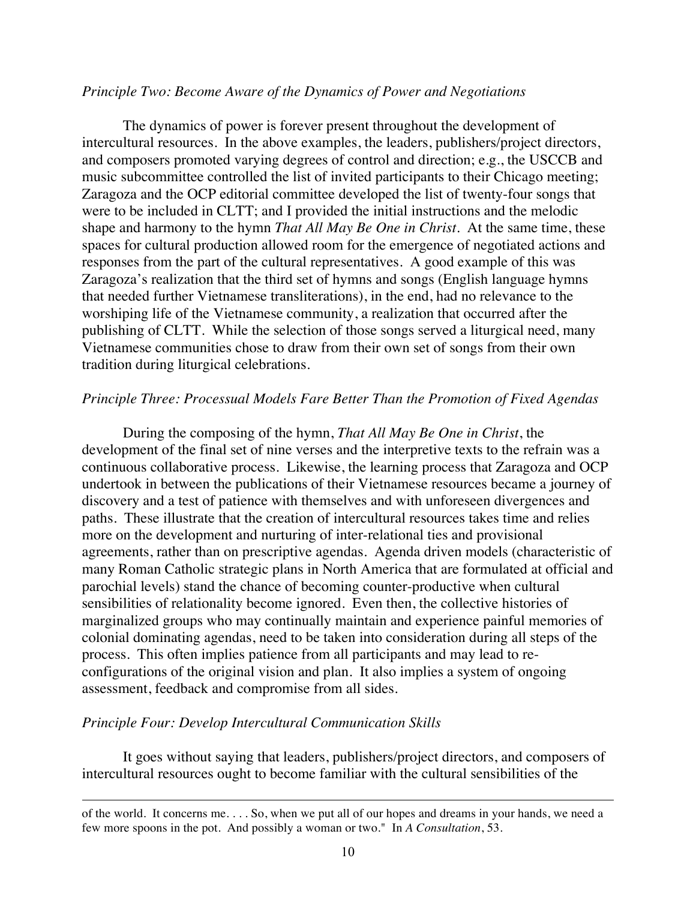*Principle Two: Become Aware of the Dynamics of Power and Negotiations*

The dynamics of power is forever present throughout the development of intercultural resources. In the above examples, the leaders, publishers/project directors, and composers promoted varying degrees of control and direction; e.g., the USCCB and music subcommittee controlled the list of invited participants to their Chicago meeting; Zaragoza and the OCP editorial committee developed the list of twenty-four songs that were to be included in CLTT; and I provided the initial instructions and the melodic shape and harmony to the hymn *That All May Be One in Christ*. At the same time, these spaces for cultural production allowed room for the emergence of negotiated actions and responses from the part of the cultural representatives. A good example of this was Zaragoza's realization that the third set of hymns and songs (English language hymns that needed further Vietnamese transliterations), in the end, had no relevance to the worshiping life of the Vietnamese community, a realization that occurred after the publishing of CLTT. While the selection of those songs served a liturgical need, many Vietnamese communities chose to draw from their own set of songs from their own tradition during liturgical celebrations.

*Principle Three: Processual Models Fare Better Than the Promotion of Fixed Agendas*

During the composing of the hymn, *That All May Be One in Christ*, the development of the final set of nine verses and the interpretive texts to the refrain was a continuous collaborative process. Likewise, the learning process that Zaragoza and OCP undertook in between the publications of their Vietnamese resources became a journey of discovery and a test of patience with themselves and with unforeseen divergences and paths. These illustrate that the creation of intercultural resources takes time and relies more on the development and nurturing of inter-relational ties and provisional agreements, rather than on prescriptive agendas. Agenda driven models (characteristic of many Roman Catholic strategic plans in North America that are formulated at official and parochial levels) stand the chance of becoming counter-productive when cultural sensibilities of relationality become ignored. Even then, the collective histories of marginalized groups who may continually maintain and experience painful memories of colonial dominating agendas, need to be taken into consideration during all steps of the process. This often implies patience from all participants and may lead to re-configurations of the original vision and plan. It also implies a system of ongoing assessment, feedback and compromise from all sides.

*Principle Four: Develop Intercultural Communication Skills*

It goes without saying that leaders, publishers/project directors, and composers of intercultural resources ought to become familiar with the cultural sensibilities of the

---

of the world. It concerns me. . . . So, when we put all of our hopes and dreams in your hands, we need a few more spoons in the pot. And possibly a woman or two." In *A Consultation*, 53.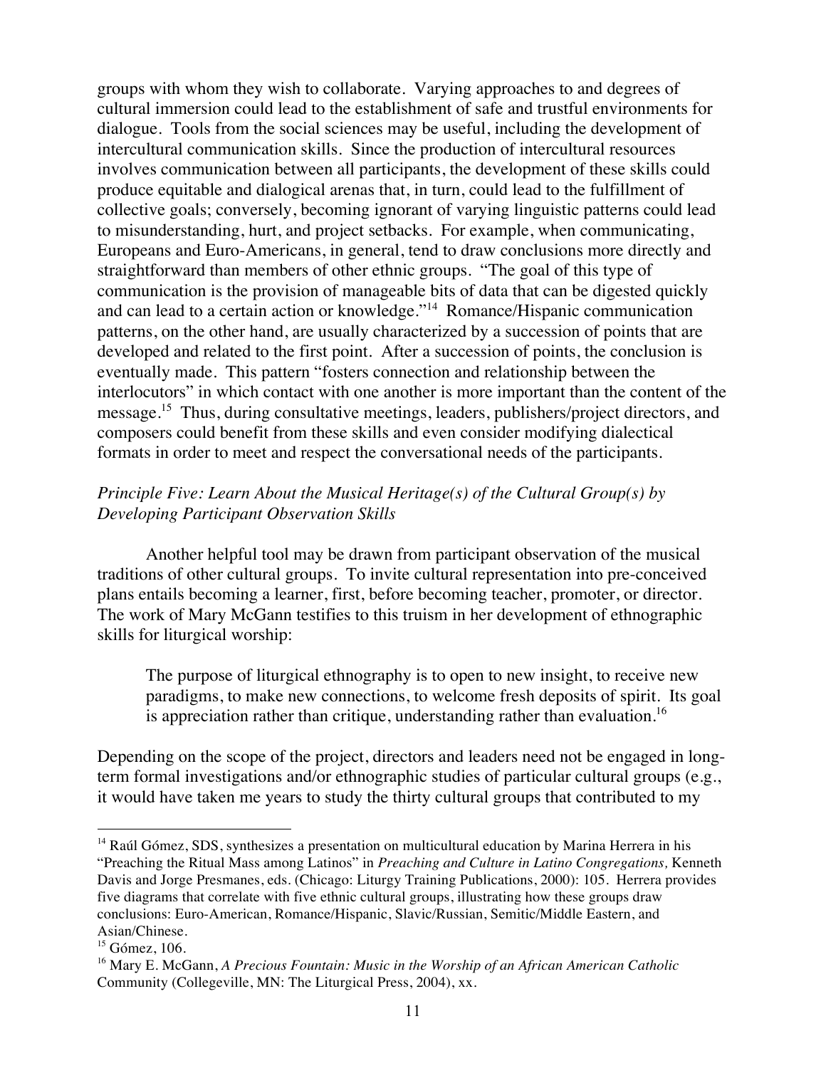groups with whom they wish to collaborate. Varying approaches to and degrees of cultural immersion could lead to the establishment of safe and trustful environments for dialogue. Tools from the social sciences may be useful, including the development of intercultural communication skills. Since the production of intercultural resources involves communication between all participants, the development of these skills could produce equitable and dialogical arenas that, in turn, could lead to the fulfillment of collective goals; conversely, becoming ignorant of varying linguistic patterns could lead to misunderstanding, hurt, and project setbacks. For example, when communicating, Europeans and Euro-Americans, in general, tend to draw conclusions more directly and straightforward than members of other ethnic groups. "The goal of this type of communication is the provision of manageable bits of data that can be digested quickly and can lead to a certain action or knowledge."[14] Romance/Hispanic communication patterns, on the other hand, are usually characterized by a succession of points that are developed and related to the first point. After a succession of points, the conclusion is eventually made. This pattern "fosters connection and relationship between the interlocutors" in which contact with one another is more important than the content of the message.[15] Thus, during consultative meetings, leaders, publishers/project directors, and composers could benefit from these skills and even consider modifying dialectical formats in order to meet and respect the conversational needs of the participants.

### *Principle Five: Learn About the Musical Heritage(s) of the Cultural Group(s) by Developing Participant Observation Skills*

Another helpful tool may be drawn from participant observation of the musical traditions of other cultural groups. To invite cultural representation into pre-conceived plans entails becoming a learner, first, before becoming teacher, promoter, or director. The work of Mary McGann testifies to this truism in her development of ethnographic skills for liturgical worship:

> The purpose of liturgical ethnography is to open to new insight, to receive new paradigms, to make new connections, to welcome fresh deposits of spirit. Its goal is appreciation rather than critique, understanding rather than evaluation.[16]

Depending on the scope of the project, directors and leaders need not be engaged in long-term formal investigations and/or ethnographic studies of particular cultural groups (e.g., it would have taken me years to study the thirty cultural groups that contributed to my

---

[14] Raúl Gómez, SDS, synthesizes a presentation on multicultural education by Marina Herrera in his "Preaching the Ritual Mass among Latinos" in *Preaching and Culture in Latino Congregations,* Kenneth Davis and Jorge Presmanes, eds. (Chicago: Liturgy Training Publications, 2000): 105. Herrera provides five diagrams that correlate with five ethnic cultural groups, illustrating how these groups draw conclusions: Euro-American, Romance/Hispanic, Slavic/Russian, Semitic/Middle Eastern, and Asian/Chinese.

[15] Gómez, 106.

[16] Mary E. McGann, *A Precious Fountain: Music in the Worship of an African American Catholic* Community (Collegeville, MN: The Liturgical Press, 2004), xx.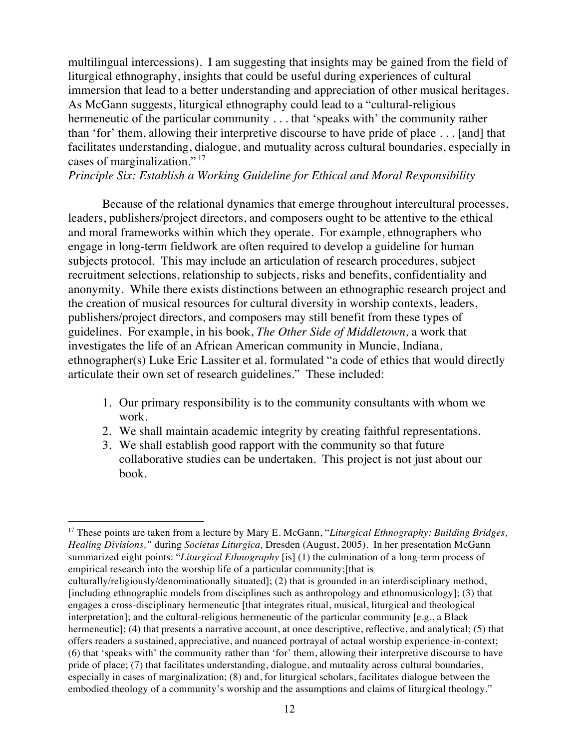multilingual intercessions). I am suggesting that insights may be gained from the field of liturgical ethnography, insights that could be useful during experiences of cultural immersion that lead to a better understanding and appreciation of other musical heritages. As McGann suggests, liturgical ethnography could lead to a "cultural-religious hermeneutic of the particular community . . . that 'speaks with' the community rather than 'for' them, allowing their interpretive discourse to have pride of place . . . [and] that facilitates understanding, dialogue, and mutuality across cultural boundaries, especially in cases of marginalization." [17]

*Principle Six: Establish a Working Guideline for Ethical and Moral Responsibility*

Because of the relational dynamics that emerge throughout intercultural processes, leaders, publishers/project directors, and composers ought to be attentive to the ethical and moral frameworks within which they operate. For example, ethnographers who engage in long-term fieldwork are often required to develop a guideline for human subjects protocol. This may include an articulation of research procedures, subject recruitment selections, relationship to subjects, risks and benefits, confidentiality and anonymity. While there exists distinctions between an ethnographic research project and the creation of musical resources for cultural diversity in worship contexts, leaders, publishers/project directors, and composers may still benefit from these types of guidelines. For example, in his book, *The Other Side of Middletown,* a work that investigates the life of an African American community in Muncie, Indiana, ethnographer(s) Luke Eric Lassiter et al. formulated "a code of ethics that would directly articulate their own set of research guidelines." These included:

1. Our primary responsibility is to the community consultants with whom we work.
2. We shall maintain academic integrity by creating faithful representations.
3. We shall establish good rapport with the community so that future collaborative studies can be undertaken. This project is not just about our book.

---

[17] These points are taken from a lecture by Mary E. McGann, "*Liturgical Ethnography: Building Bridges, Healing Divisions,"* during *Societas Liturgica,* Dresden (August, 2005). In her presentation McGann summarized eight points: "*Liturgical Ethnography* [is] (1) the culmination of a long-term process of empirical research into the worship life of a particular community;[that is culturally/religiously/denominationally situated]; (2) that is grounded in an interdisciplinary method, [including ethnographic models from disciplines such as anthropology and ethnomusicology]; (3) that engages a cross-disciplinary hermeneutic [that integrates ritual, musical, liturgical and theological interpretation]; and the cultural-religious hermeneutic of the particular community [e.g., a Black hermeneutic]; (4) that presents a narrative account, at once descriptive, reflective, and analytical; (5) that offers readers a sustained, appreciative, and nuanced portrayal of actual worship experience-in-context; (6) that 'speaks with' the community rather than 'for' them, allowing their interpretive discourse to have pride of place; (7) that facilitates understanding, dialogue, and mutuality across cultural boundaries, especially in cases of marginalization; (8) and, for liturgical scholars, facilitates dialogue between the embodied theology of a community's worship and the assumptions and claims of liturgical theology."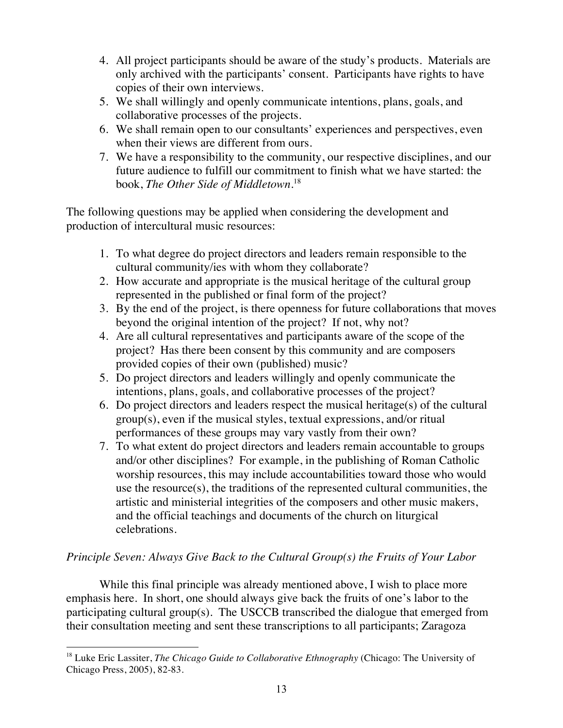4. All project participants should be aware of the study's products. Materials are only archived with the participants' consent. Participants have rights to have copies of their own interviews.
5. We shall willingly and openly communicate intentions, plans, goals, and collaborative processes of the projects.
6. We shall remain open to our consultants' experiences and perspectives, even when their views are different from ours.
7. We have a responsibility to the community, our respective disciplines, and our future audience to fulfill our commitment to finish what we have started: the book, *The Other Side of Middletown*.[18]

The following questions may be applied when considering the development and production of intercultural music resources:

1. To what degree do project directors and leaders remain responsible to the cultural community/ies with whom they collaborate?
2. How accurate and appropriate is the musical heritage of the cultural group represented in the published or final form of the project?
3. By the end of the project, is there openness for future collaborations that moves beyond the original intention of the project? If not, why not?
4. Are all cultural representatives and participants aware of the scope of the project? Has there been consent by this community and are composers provided copies of their own (published) music?
5. Do project directors and leaders willingly and openly communicate the intentions, plans, goals, and collaborative processes of the project?
6. Do project directors and leaders respect the musical heritage(s) of the cultural group(s), even if the musical styles, textual expressions, and/or ritual performances of these groups may vary vastly from their own?
7. To what extent do project directors and leaders remain accountable to groups and/or other disciplines? For example, in the publishing of Roman Catholic worship resources, this may include accountabilities toward those who would use the resource(s), the traditions of the represented cultural communities, the artistic and ministerial integrities of the composers and other music makers, and the official teachings and documents of the church on liturgical celebrations.

*Principle Seven: Always Give Back to the Cultural Group(s) the Fruits of Your Labor*

While this final principle was already mentioned above, I wish to place more emphasis here. In short, one should always give back the fruits of one's labor to the participating cultural group(s). The USCCB transcribed the dialogue that emerged from their consultation meeting and sent these transcriptions to all participants; Zaragoza

[18] Luke Eric Lassiter, *The Chicago Guide to Collaborative Ethnography* (Chicago: The University of Chicago Press, 2005), 82-83.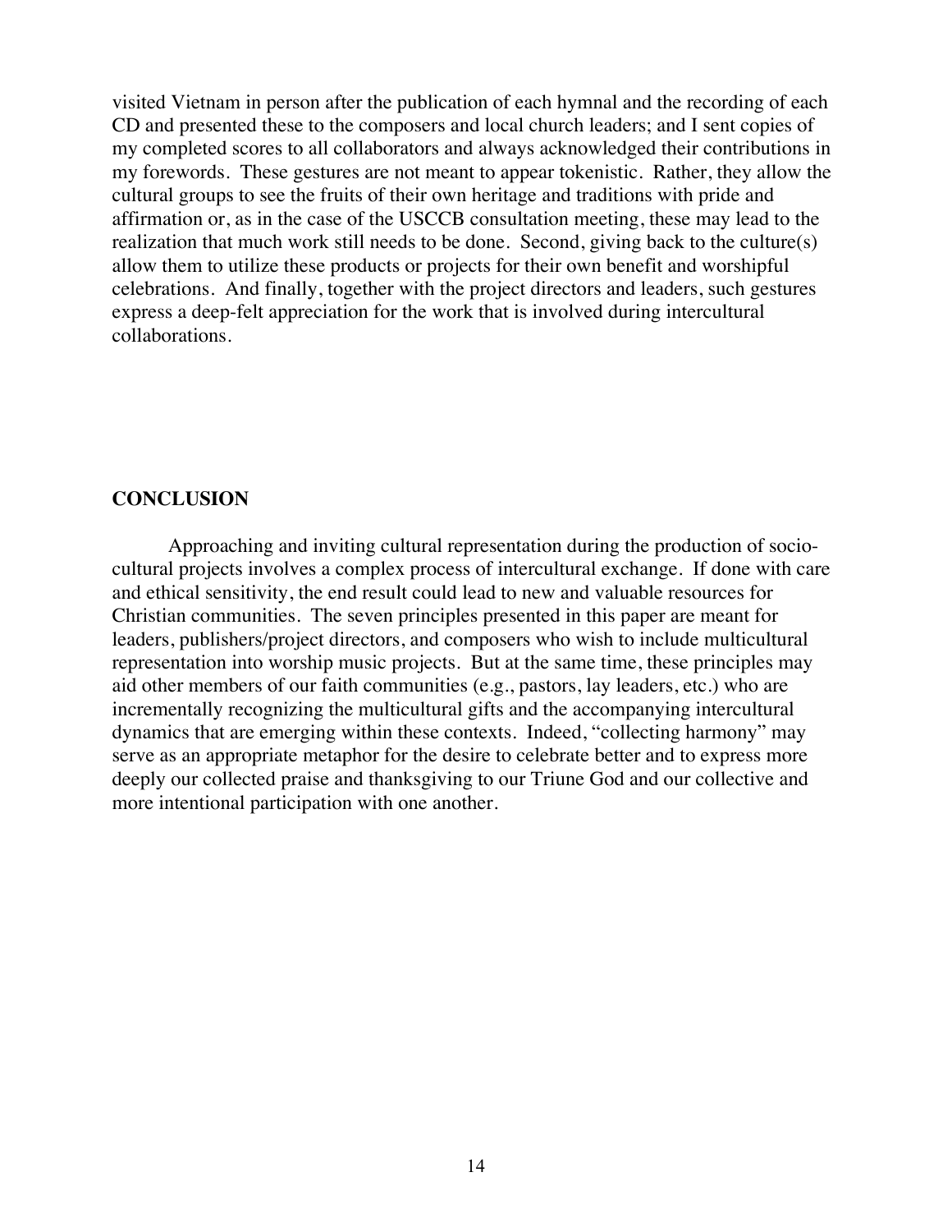visited Vietnam in person after the publication of each hymnal and the recording of each CD and presented these to the composers and local church leaders; and I sent copies of my completed scores to all collaborators and always acknowledged their contributions in my forewords. These gestures are not meant to appear tokenistic. Rather, they allow the cultural groups to see the fruits of their own heritage and traditions with pride and affirmation or, as in the case of the USCCB consultation meeting, these may lead to the realization that much work still needs to be done. Second, giving back to the culture(s) allow them to utilize these products or projects for their own benefit and worshipful celebrations. And finally, together with the project directors and leaders, such gestures express a deep-felt appreciation for the work that is involved during intercultural collaborations.

## CONCLUSION

Approaching and inviting cultural representation during the production of socio-cultural projects involves a complex process of intercultural exchange. If done with care and ethical sensitivity, the end result could lead to new and valuable resources for Christian communities. The seven principles presented in this paper are meant for leaders, publishers/project directors, and composers who wish to include multicultural representation into worship music projects. But at the same time, these principles may aid other members of our faith communities (e.g., pastors, lay leaders, etc.) who are incrementally recognizing the multicultural gifts and the accompanying intercultural dynamics that are emerging within these contexts. Indeed, "collecting harmony" may serve as an appropriate metaphor for the desire to celebrate better and to express more deeply our collected praise and thanksgiving to our Triune God and our collective and more intentional participation with one another.